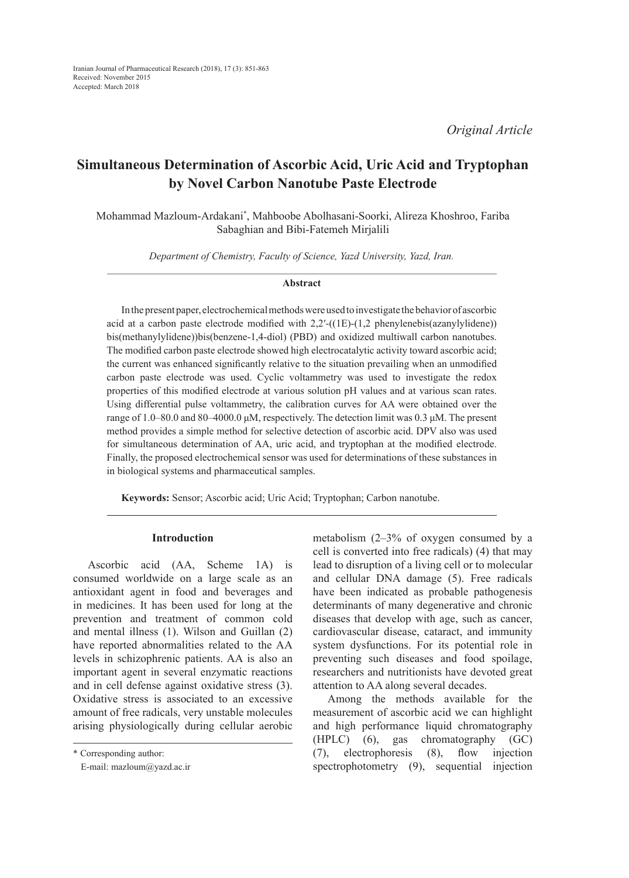Iranian Journal of Pharmaceutical Research (2018), 17 (3): 851-863
Received: November 2015
Accepted: March 2018

*Original Article*

# Simultaneous Determination of Ascorbic Acid, Uric Acid and Tryptophan by Novel Carbon Nanotube Paste Electrode

Mohammad Mazloum-Ardakani*, Mahboobe Abolhasani-Soorki, Alireza Khoshroo, Fariba Sabaghian and Bibi-Fatemeh Mirjalili

*Department of Chemistry, Faculty of Science, Yazd University, Yazd, Iran.*

### Abstract

In the present paper, electrochemical methods were used to investigate the behavior of ascorbic acid at a carbon paste electrode modified with 2,2′-((1E)-(1,2 phenylenebis(azanylylidene)) bis(methanylylidene))bis(benzene-1,4-diol) (PBD) and oxidized multiwall carbon nanotubes. The modified carbon paste electrode showed high electrocatalytic activity toward ascorbic acid; the current was enhanced significantly relative to the situation prevailing when an unmodified carbon paste electrode was used. Cyclic voltammetry was used to investigate the redox properties of this modified electrode at various solution pH values and at various scan rates. Using differential pulse voltammetry, the calibration curves for AA were obtained over the range of 1.0–80.0 and 80–4000.0 μM, respectively. The detection limit was 0.3 μM. The present method provides a simple method for selective detection of ascorbic acid. DPV also was used for simultaneous determination of AA, uric acid, and tryptophan at the modified electrode. Finally, the proposed electrochemical sensor was used for determinations of these substances in in biological systems and pharmaceutical samples.

**Keywords:** Sensor; Ascorbic acid; Uric Acid; Tryptophan; Carbon nanotube.

## Introduction

Ascorbic acid (AA, Scheme 1A) is consumed worldwide on a large scale as an antioxidant agent in food and beverages and in medicines. It has been used for long at the prevention and treatment of common cold and mental illness (1). Wilson and Guillan (2) have reported abnormalities related to the AA levels in schizophrenic patients. AA is also an important agent in several enzymatic reactions and in cell defense against oxidative stress (3). Oxidative stress is associated to an excessive amount of free radicals, very unstable molecules arising physiologically during cellular aerobic metabolism (2–3% of oxygen consumed by a cell is converted into free radicals) (4) that may lead to disruption of a living cell or to molecular and cellular DNA damage (5). Free radicals have been indicated as probable pathogenesis determinants of many degenerative and chronic diseases that develop with age, such as cancer, cardiovascular disease, cataract, and immunity system dysfunctions. For its potential role in preventing such diseases and food spoilage, researchers and nutritionists have devoted great attention to AA along several decades.

Among the methods available for the measurement of ascorbic acid we can highlight and high performance liquid chromatography (HPLC) (6), gas chromatography (GC) (7), electrophoresis (8), flow injection spectrophotometry (9), sequential injection

\* Corresponding author:
E-mail: mazloum@yazd.ac.ir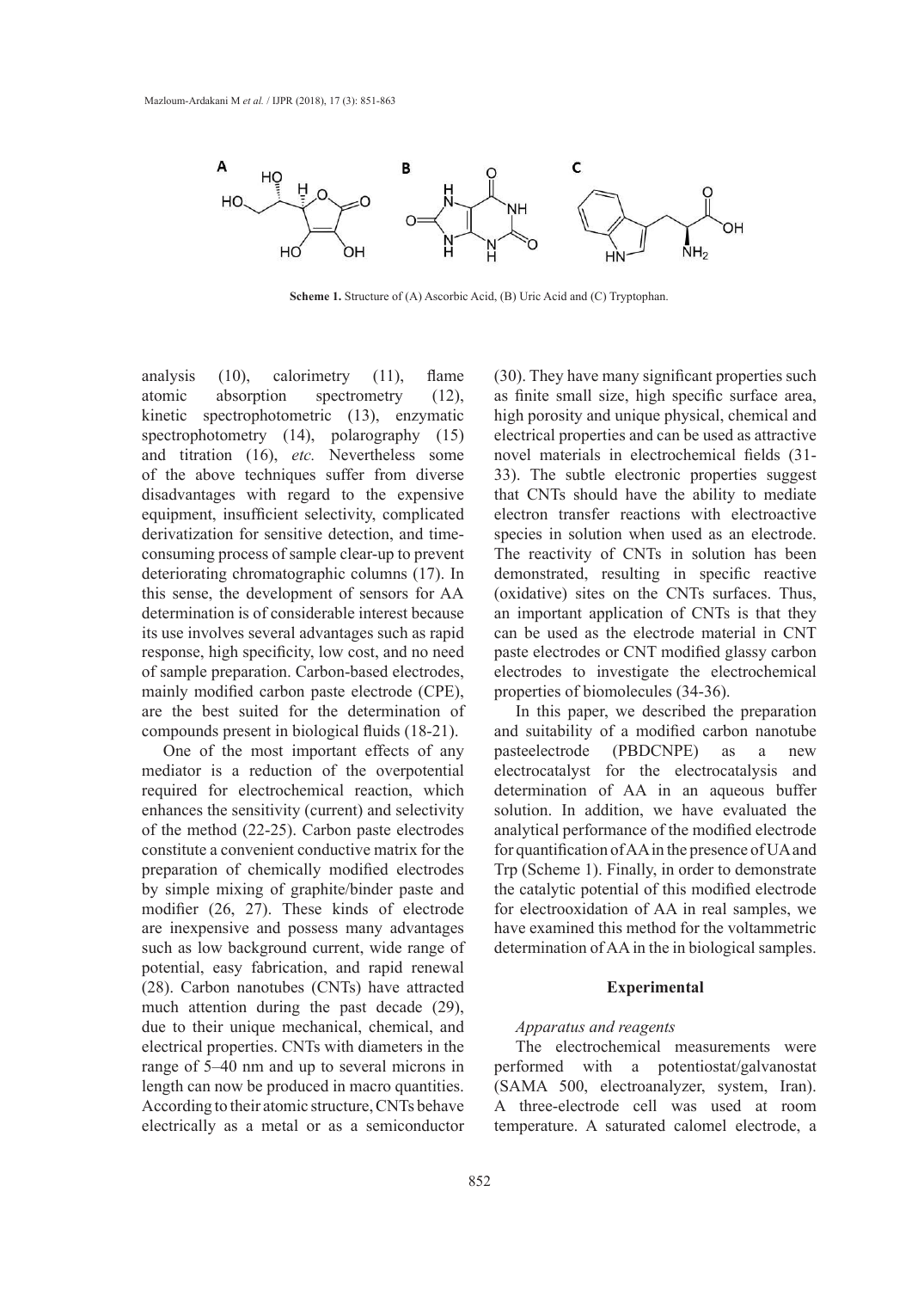**Scheme 1.** Structure of (A) Ascorbic Acid, (B) Uric Acid and (C) Tryptophan.

analysis (10), calorimetry (11), flame atomic absorption spectrometry (12), kinetic spectrophotometric (13), enzymatic spectrophotometry (14), polarography (15) and titration (16), *etc.* Nevertheless some of the above techniques suffer from diverse disadvantages with regard to the expensive equipment, insufficient selectivity, complicated derivatization for sensitive detection, and time-consuming process of sample clear-up to prevent deteriorating chromatographic columns (17). In this sense, the development of sensors for AA determination is of considerable interest because its use involves several advantages such as rapid response, high specificity, low cost, and no need of sample preparation. Carbon-based electrodes, mainly modified carbon paste electrode (CPE), are the best suited for the determination of compounds present in biological fluids (18-21).

One of the most important effects of any mediator is a reduction of the overpotential required for electrochemical reaction, which enhances the sensitivity (current) and selectivity of the method (22-25). Carbon paste electrodes constitute a convenient conductive matrix for the preparation of chemically modified electrodes by simple mixing of graphite/binder paste and modifier (26, 27). These kinds of electrode are inexpensive and possess many advantages such as low background current, wide range of potential, easy fabrication, and rapid renewal (28). Carbon nanotubes (CNTs) have attracted much attention during the past decade (29), due to their unique mechanical, chemical, and electrical properties. CNTs with diameters in the range of 5–40 nm and up to several microns in length can now be produced in macro quantities. According to their atomic structure, CNTs behave electrically as a metal or as a semiconductor (30). They have many significant properties such as finite small size, high specific surface area, high porosity and unique physical, chemical and electrical properties and can be used as attractive novel materials in electrochemical fields (31-33). The subtle electronic properties suggest that CNTs should have the ability to mediate electron transfer reactions with electroactive species in solution when used as an electrode. The reactivity of CNTs in solution has been demonstrated, resulting in specific reactive (oxidative) sites on the CNTs surfaces. Thus, an important application of CNTs is that they can be used as the electrode material in CNT paste electrodes or CNT modified glassy carbon electrodes to investigate the electrochemical properties of biomolecules (34-36).

In this paper, we described the preparation and suitability of a modified carbon nanotube pasteelectrode (PBDCNPE) as a new electrocatalyst for the electrocatalysis and determination of AA in an aqueous buffer solution. In addition, we have evaluated the analytical performance of the modified electrode for quantification of AA in the presence of UA and Trp (Scheme 1). Finally, in order to demonstrate the catalytic potential of this modified electrode for electrooxidation of AA in real samples, we have examined this method for the voltammetric determination of AA in the in biological samples.

## Experimental

### *Apparatus and reagents*

The electrochemical measurements were performed with a potentiostat/galvanostat (SAMA 500, electroanalyzer, system, Iran). A three-electrode cell was used at room temperature. A saturated calomel electrode, a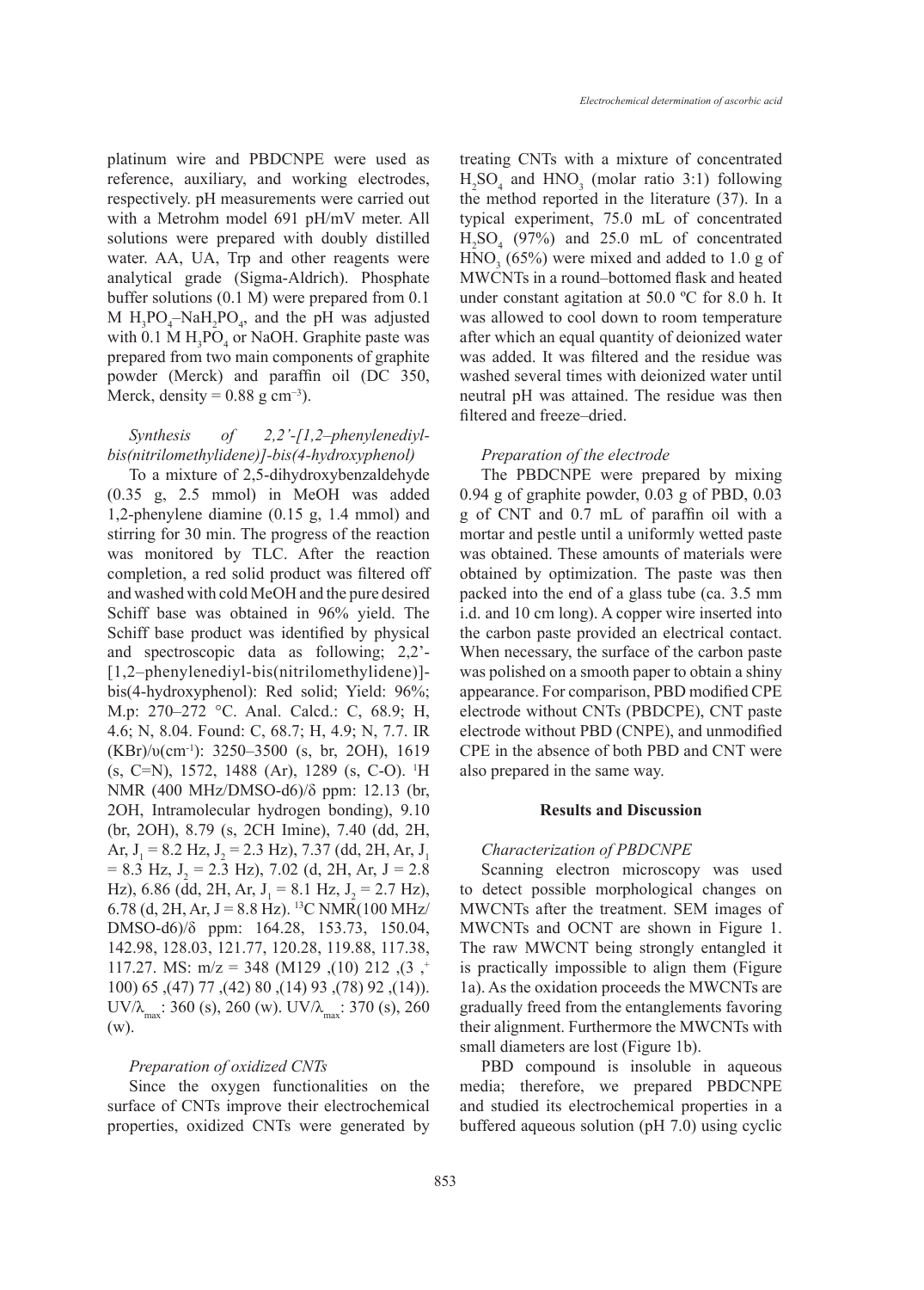platinum wire and PBDCNPE were used as reference, auxiliary, and working electrodes, respectively. pH measurements were carried out with a Metrohm model 691 pH/mV meter. All solutions were prepared with doubly distilled water. AA, UA, Trp and other reagents were analytical grade (Sigma-Aldrich). Phosphate buffer solutions (0.1 M) were prepared from 0.1 M $H_3PO_4$–$NaH_2PO_4$, and the pH was adjusted with 0.1 M $H_3PO_4$ or NaOH. Graphite paste was prepared from two main components of graphite powder (Merck) and paraffin oil (DC 350, Merck, density = 0.88 g $cm^{-3}$).

### *Synthesis of 2,2'-[1,2–phenylenediyl-bis(nitrilomethylidene)]-bis(4-hydroxyphenol)*

To a mixture of 2,5-dihydroxybenzaldehyde (0.35 g, 2.5 mmol) in MeOH was added 1,2-phenylene diamine (0.15 g, 1.4 mmol) and stirring for 30 min. The progress of the reaction was monitored by TLC. After the reaction completion, a red solid product was filtered off and washed with cold MeOH and the pure desired Schiff base was obtained in 96% yield. The Schiff base product was identified by physical and spectroscopic data as following; 2,2'-[1,2–phenylenediyl-bis(nitrilomethylidene)]-bis(4-hydroxyphenol): Red solid; Yield: 96%; M.p: 270–272 °C. Anal. Calcd.: C, 68.9; H, 4.6; N, 8.04. Found: C, 68.7; H, 4.9; N, 7.7. IR (KBr)/υ($cm^{-1}$): 3250–3500 (s, br, 2OH), 1619 (s, C=N), 1572, 1488 (Ar), 1289 (s, C-O). $^1H$ NMR (400 MHz/DMSO-d6)/δ ppm: 12.13 (br, 2OH, Intramolecular hydrogen bonding), 9.10 (br, 2OH), 8.79 (s, 2CH Imine), 7.40 (dd, 2H, Ar, $J_1$ = 8.2 Hz, $J_2$ = 2.3 Hz), 7.37 (dd, 2H, Ar, $J_1$ = 8.3 Hz, $J_2$ = 2.3 Hz), 7.02 (d, 2H, Ar, J = 2.8 Hz), 6.86 (dd, 2H, Ar, $J_1$ = 8.1 Hz, $J_2$ = 2.7 Hz), 6.78 (d, 2H, Ar, J = 8.8 Hz). $^{13}C$ NMR(100 MHz/DMSO-d6)/δ ppm: 164.28, 153.73, 150.04, 142.98, 128.03, 121.77, 120.28, 119.88, 117.38, 117.27. MS: m/z = 348 (M129 ,(10) 212 ,(3 ,$^+$ 100) 65 ,(47) 77 ,(42) 80 ,(14) 93 ,(78) 92 ,(14)). UV/$\lambda_{max}$: 360 (s), 260 (w). UV/$\lambda_{max}$: 370 (s), 260 (w).

### *Preparation of oxidized CNTs*

Since the oxygen functionalities on the surface of CNTs improve their electrochemical properties, oxidized CNTs were generated by treating CNTs with a mixture of concentrated $H_2SO_4$ and $HNO_3$ (molar ratio 3:1) following the method reported in the literature (37). In a typical experiment, 75.0 mL of concentrated $H_2SO_4$ (97%) and 25.0 mL of concentrated $HNO_3$ (65%) were mixed and added to 1.0 g of MWCNTs in a round–bottomed flask and heated under constant agitation at 50.0 ºC for 8.0 h. It was allowed to cool down to room temperature after which an equal quantity of deionized water was added. It was filtered and the residue was washed several times with deionized water until neutral pH was attained. The residue was then filtered and freeze–dried.

### *Preparation of the electrode*

The PBDCNPE were prepared by mixing 0.94 g of graphite powder, 0.03 g of PBD, 0.03 g of CNT and 0.7 mL of paraffin oil with a mortar and pestle until a uniformly wetted paste was obtained. These amounts of materials were obtained by optimization. The paste was then packed into the end of a glass tube (ca. 3.5 mm i.d. and 10 cm long). A copper wire inserted into the carbon paste provided an electrical contact. When necessary, the surface of the carbon paste was polished on a smooth paper to obtain a shiny appearance. For comparison, PBD modified CPE electrode without CNTs (PBDCPE), CNT paste electrode without PBD (CNPE), and unmodified CPE in the absence of both PBD and CNT were also prepared in the same way.

## Results and Discussion

### *Characterization of PBDCNPE*

Scanning electron microscopy was used to detect possible morphological changes on MWCNTs after the treatment. SEM images of MWCNTs and OCNT are shown in Figure 1. The raw MWCNT being strongly entangled it is practically impossible to align them (Figure 1a). As the oxidation proceeds the MWCNTs are gradually freed from the entanglements favoring their alignment. Furthermore the MWCNTs with small diameters are lost (Figure 1b).

PBD compound is insoluble in aqueous media; therefore, we prepared PBDCNPE and studied its electrochemical properties in a buffered aqueous solution (pH 7.0) using cyclic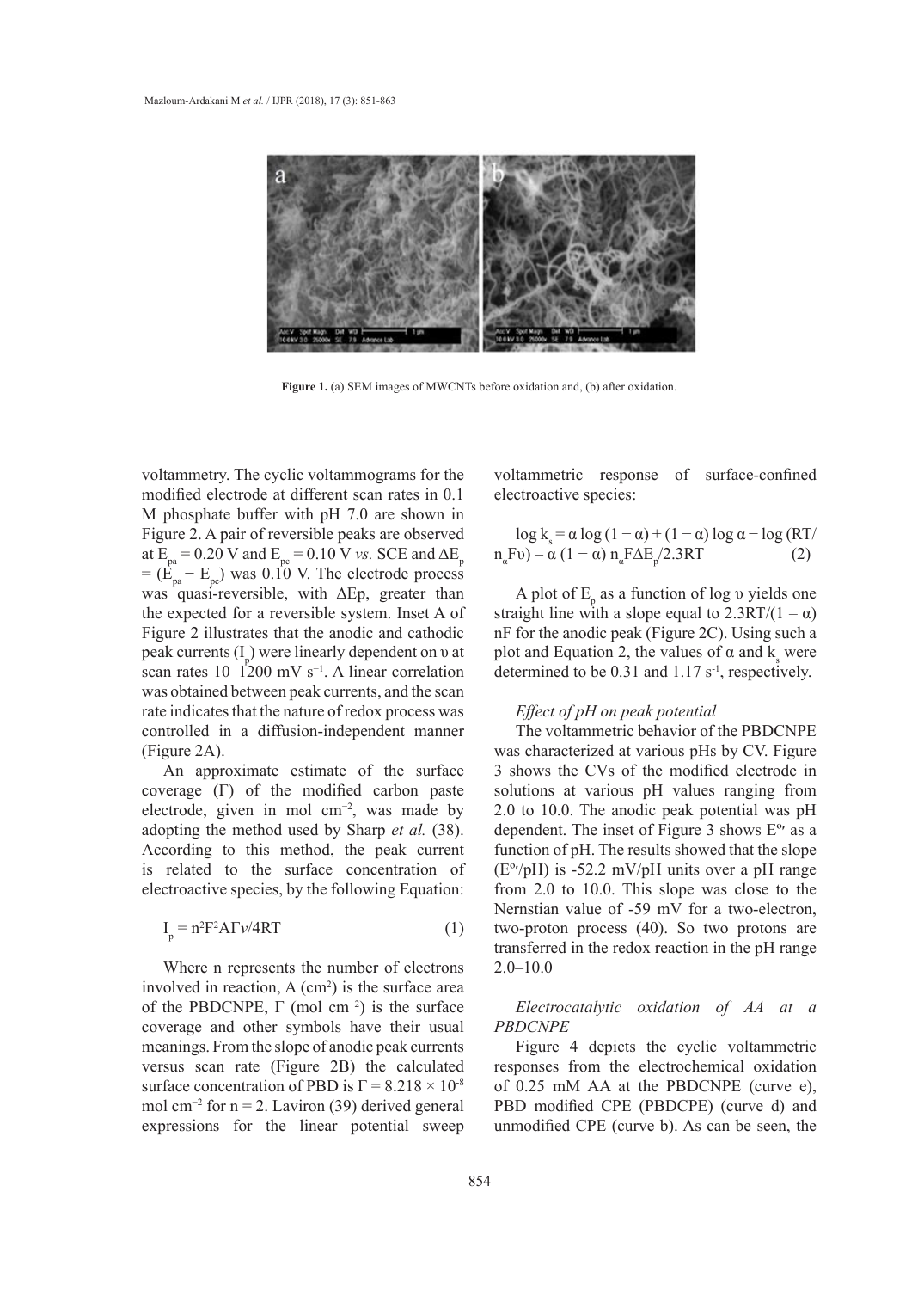Figure 1. (a) SEM images of MWCNTs before oxidation and, (b) after oxidation.

voltammetry. The cyclic voltammograms for the modified electrode at different scan rates in 0.1 M phosphate buffer with pH 7.0 are shown in Figure 2. A pair of reversible peaks are observed at $E_{pa}$ = 0.20 V and $E_{pc}$ = 0.10 V *vs.* SCE and $\Delta E_p$ = ($E_{pa} - E_{pc}$) was 0.10 V. The electrode process was quasi-reversible, with $\Delta Ep$, greater than the expected for a reversible system. Inset A of Figure 2 illustrates that the anodic and cathodic peak currents ($I_p$) were linearly dependent on υ at scan rates 10–1200 mV $s^{-1}$. A linear correlation was obtained between peak currents, and the scan rate indicates that the nature of redox process was controlled in a diffusion-independent manner (Figure 2A).

An approximate estimate of the surface coverage (Γ) of the modified carbon paste electrode, given in mol $cm^{-2}$, was made by adopting the method used by Sharp *et al.* (38). According to this method, the peak current is related to the surface concentration of electroactive species, by the following Equation:

$$I_p = n^2F^2A\Gamma v/4RT \quad (1)$$

Where n represents the number of electrons involved in reaction, A ($cm^2$) is the surface area of the PBDCNPE, Γ (mol $cm^{-2}$) is the surface coverage and other symbols have their usual meanings. From the slope of anodic peak currents versus scan rate (Figure 2B) the calculated surface concentration of PBD is $\Gamma = 8.218 \times 10^{-8}$ mol $cm^{-2}$ for n = 2. Laviron (39) derived general expressions for the linear potential sweep voltammetric response of surface-confined electroactive species:

$$\log k_s = \alpha \log (1 - \alpha) + (1 - \alpha) \log \alpha - \log (RT/n_\alpha F\upsilon) - \alpha (1 - \alpha) n_\alpha F\Delta E_p/2.3RT \quad (2)$$

A plot of $E_p$ as a function of log υ yields one straight line with a slope equal to $2.3RT/(1 - \alpha)$ nF for the anodic peak (Figure 2C). Using such a plot and Equation 2, the values of α and $k_s$ were determined to be 0.31 and 1.17 $s^{-1}$, respectively.

*Effect of pH on peak potential*

The voltammetric behavior of the PBDCNPE was characterized at various pHs by CV. Figure 3 shows the CVs of the modified electrode in solutions at various pH values ranging from 2.0 to 10.0. The anodic peak potential was pH dependent. The inset of Figure 3 shows $E^{o\prime}$ as a function of pH. The results showed that the slope ($E^{o\prime}$/pH) is -52.2 mV/pH units over a pH range from 2.0 to 10.0. This slope was close to the Nernstian value of -59 mV for a two-electron, two-proton process (40). So two protons are transferred in the redox reaction in the pH range 2.0–10.0

*Electrocatalytic oxidation of AA at a PBDCNPE*

Figure 4 depicts the cyclic voltammetric responses from the electrochemical oxidation of 0.25 mM AA at the PBDCNPE (curve e), PBD modified CPE (PBDCPE) (curve d) and unmodified CPE (curve b). As can be seen, the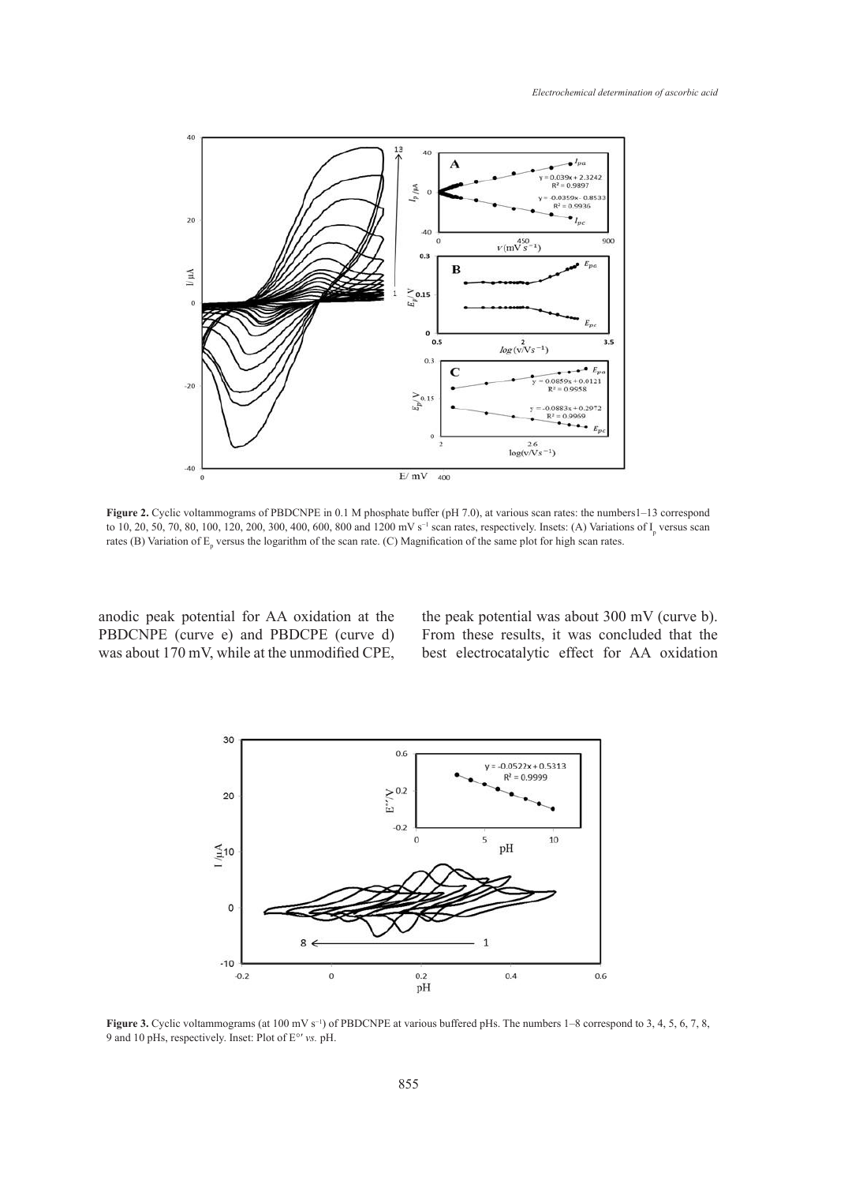**Figure 2.** Cyclic voltammograms of PBDCNPE in 0.1 M phosphate buffer (pH 7.0), at various scan rates: the numbers1–13 correspond to 10, 20, 50, 70, 80, 100, 120, 200, 300, 400, 600, 800 and 1200 mV s$^{-1}$ scan rates, respectively. Insets: (A) Variations of $I_p$ versus scan rates (B) Variation of $E_p$ versus the logarithm of the scan rate. (C) Magnification of the same plot for high scan rates.

anodic peak potential for AA oxidation at the PBDCNPE (curve e) and PBDCPE (curve d) was about 170 mV, while at the unmodified CPE, the peak potential was about 300 mV (curve b). From these results, it was concluded that the best electrocatalytic effect for AA oxidation

**Figure 3.** Cyclic voltammograms (at 100 mV s$^{-1}$) of PBDCNPE at various buffered pHs. The numbers 1–8 correspond to 3, 4, 5, 6, 7, 8, 9 and 10 pHs, respectively. Inset: Plot of $E°'$ *vs.* pH.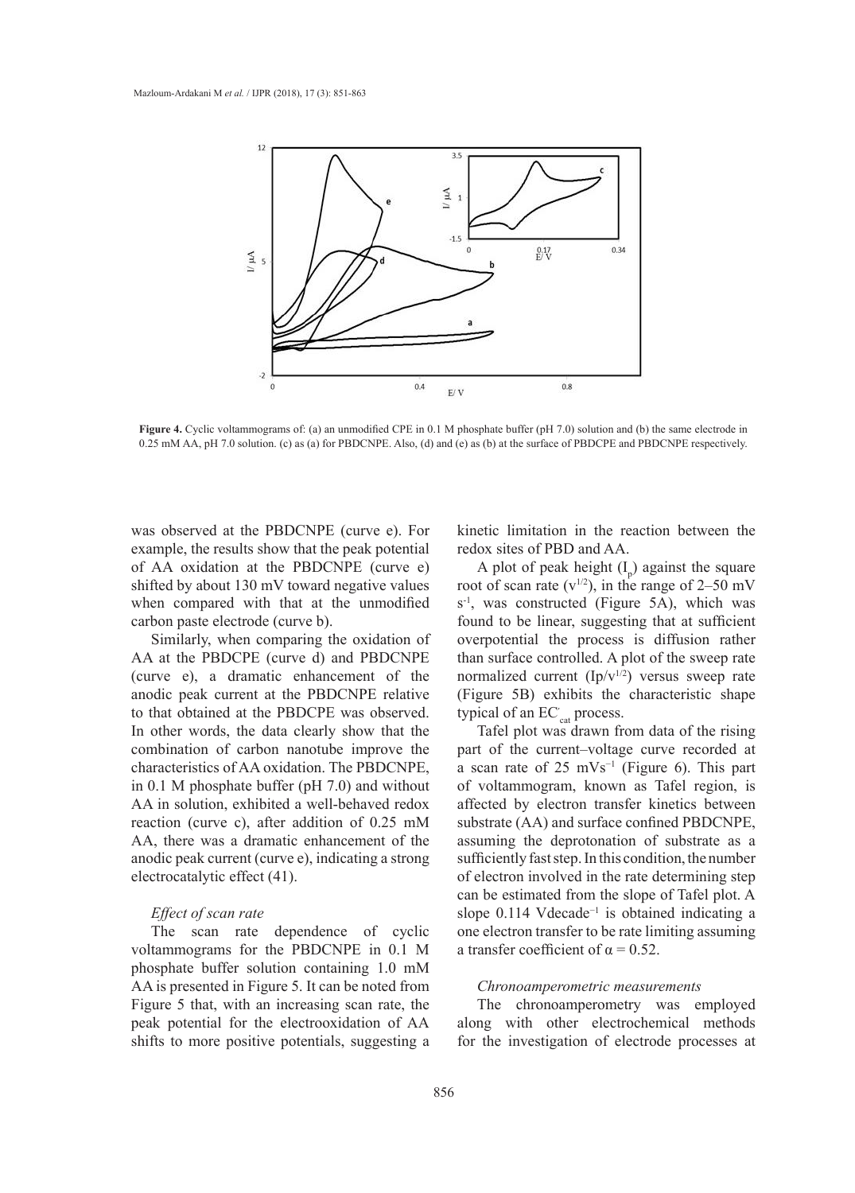**Figure 4.** Cyclic voltammograms of: (a) an unmodified CPE in 0.1 M phosphate buffer (pH 7.0) solution and (b) the same electrode in 0.25 mM AA, pH 7.0 solution. (c) as (a) for PBDCNPE. Also, (d) and (e) as (b) at the surface of PBDCPE and PBDCNPE respectively.

was observed at the PBDCNPE (curve e). For example, the results show that the peak potential of AA oxidation at the PBDCNPE (curve e) shifted by about 130 mV toward negative values when compared with that at the unmodified carbon paste electrode (curve b).

Similarly, when comparing the oxidation of AA at the PBDCPE (curve d) and PBDCNPE (curve e), a dramatic enhancement of the anodic peak current at the PBDCNPE relative to that obtained at the PBDCPE was observed. In other words, the data clearly show that the combination of carbon nanotube improve the characteristics of AA oxidation. The PBDCNPE, in 0.1 M phosphate buffer (pH 7.0) and without AA in solution, exhibited a well-behaved redox reaction (curve c), after addition of 0.25 mM AA, there was a dramatic enhancement of the anodic peak current (curve e), indicating a strong electrocatalytic effect (41).

### *Effect of scan rate*

The scan rate dependence of cyclic voltammograms for the PBDCNPE in 0.1 M phosphate buffer solution containing 1.0 mM AA is presented in Figure 5. It can be noted from Figure 5 that, with an increasing scan rate, the peak potential for the electrooxidation of AA shifts to more positive potentials, suggesting a kinetic limitation in the reaction between the redox sites of PBD and AA.

A plot of peak height ($I_p$) against the square root of scan rate ($v^{1/2}$), in the range of 2–50 mV $s^{-1}$, was constructed (Figure 5A), which was found to be linear, suggesting that at sufficient overpotential the process is diffusion rather than surface controlled. A plot of the sweep rate normalized current ($Ip/v^{1/2}$) versus sweep rate (Figure 5B) exhibits the characteristic shape typical of an $EC'_{cat}$ process.

Tafel plot was drawn from data of the rising part of the current–voltage curve recorded at a scan rate of 25 $mVs^{-1}$ (Figure 6). This part of voltammogram, known as Tafel region, is affected by electron transfer kinetics between substrate (AA) and surface confined PBDCNPE, assuming the deprotonation of substrate as a sufficiently fast step. In this condition, the number of electron involved in the rate determining step can be estimated from the slope of Tafel plot. A slope 0.114 $Vdecade^{-1}$ is obtained indicating a one electron transfer to be rate limiting assuming a transfer coefficient of $\alpha = 0.52$.

### *Chronoamperometric measurements*

The chronoamperometry was employed along with other electrochemical methods for the investigation of electrode processes at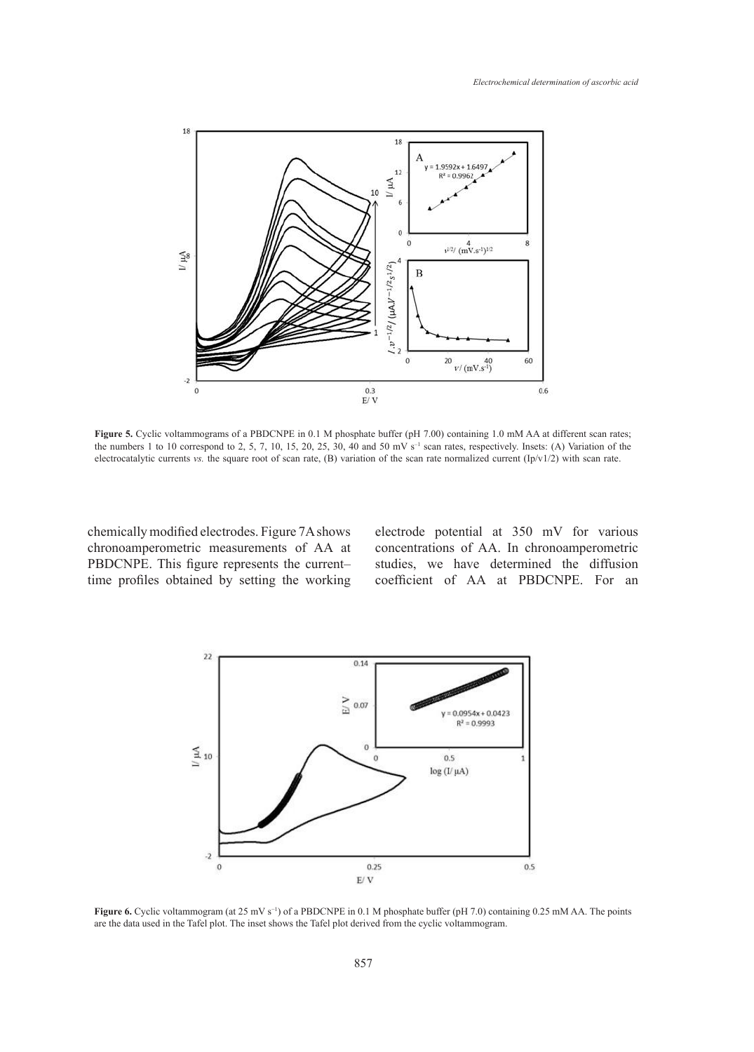**Figure 5.** Cyclic voltammograms of a PBDCNPE in 0.1 M phosphate buffer (pH 7.00) containing 1.0 mM AA at different scan rates; the numbers 1 to 10 correspond to 2, 5, 7, 10, 15, 20, 25, 30, 40 and 50 mV $s^{-1}$ scan rates, respectively. Insets: (A) Variation of the electrocatalytic currents *vs.* the square root of scan rate, (B) variation of the scan rate normalized current ($Ip/v1/2$) with scan rate.

chemically modified electrodes. Figure 7A shows chronoamperometric measurements of AA at PBDCNPE. This figure represents the current–time profiles obtained by setting the working electrode potential at 350 mV for various concentrations of AA. In chronoamperometric studies, we have determined the diffusion coefficient of AA at PBDCNPE. For an

**Figure 6.** Cyclic voltammogram (at 25 mV $s^{-1}$) of a PBDCNPE in 0.1 M phosphate buffer (pH 7.0) containing 0.25 mM AA. The points are the data used in the Tafel plot. The inset shows the Tafel plot derived from the cyclic voltammogram.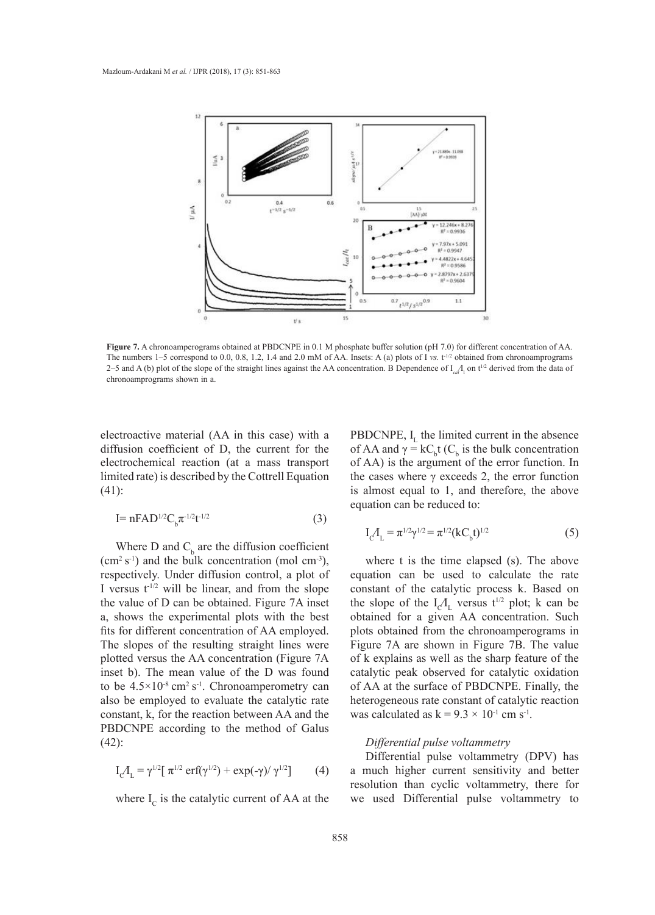**Figure 7.** A chronoamperograms obtained at PBDCNPE in 0.1 M phosphate buffer solution (pH 7.0) for different concentration of AA. The numbers 1–5 correspond to 0.0, 0.8, 1.2, 1.4 and 2.0 mM of AA. Insets: A (a) plots of I *vs.* $t^{-1/2}$ obtained from chronoamprograms 2–5 and A (b) plot of the slope of the straight lines against the AA concentration. B Dependence of $I_{cat}/I_l$ on $t^{1/2}$ derived from the data of chronoamprograms shown in a.

electroactive material (AA in this case) with a diffusion coefficient of D, the current for the electrochemical reaction (at a mass transport limited rate) is described by the Cottrell Equation (41):

$$I= nFAD^{1/2}C_b\pi^{-1/2}t^{-1/2} \qquad (3)$$

Where D and $C_b$ are the diffusion coefficient ($cm^2\ s^{-1}$) and the bulk concentration ($mol\ cm^{-3}$), respectively. Under diffusion control, a plot of I versus $t^{-1/2}$ will be linear, and from the slope the value of D can be obtained. Figure 7A inset a, shows the experimental plots with the best fits for different concentration of AA employed. The slopes of the resulting straight lines were plotted versus the AA concentration (Figure 7A inset b). The mean value of the D was found to be $4.5\times10^{-8}\ cm^2\ s^{-1}$. Chronoamperometry can also be employed to evaluate the catalytic rate constant, k, for the reaction between AA and the PBDCNPE according to the method of Galus (42):

$$I_C/I_L = \gamma^{1/2}[\ \pi^{1/2}\ erf(\gamma^{1/2}) + exp(-\gamma)/\ \gamma^{1/2}] \qquad (4)$$

where $I_C$ is the catalytic current of AA at the PBDCNPE, $I_L$ the limited current in the absence of AA and $\gamma = kC_bt$ ($C_b$ is the bulk concentration of AA) is the argument of the error function. In the cases where $\gamma$ exceeds 2, the error function is almost equal to 1, and therefore, the above equation can be reduced to:

$$I_C/I_L = \pi^{1/2}\gamma^{1/2} = \pi^{1/2}(kC_bt)^{1/2} \qquad (5)$$

where t is the time elapsed (s). The above equation can be used to calculate the rate constant of the catalytic process k. Based on the slope of the $I_C/I_L$ versus $t^{1/2}$ plot; k can be obtained for a given AA concentration. Such plots obtained from the chronoamperograms in Figure 7A are shown in Figure 7B. The value of k explains as well as the sharp feature of the catalytic peak observed for catalytic oxidation of AA at the surface of PBDCNPE. Finally, the heterogeneous rate constant of catalytic reaction was calculated as $k = 9.3 \times 10^{-1}\ cm\ s^{-1}$.

*Differential pulse voltammetry*

Differential pulse voltammetry (DPV) has a much higher current sensitivity and better resolution than cyclic voltammetry, there for we used Differential pulse voltammetry to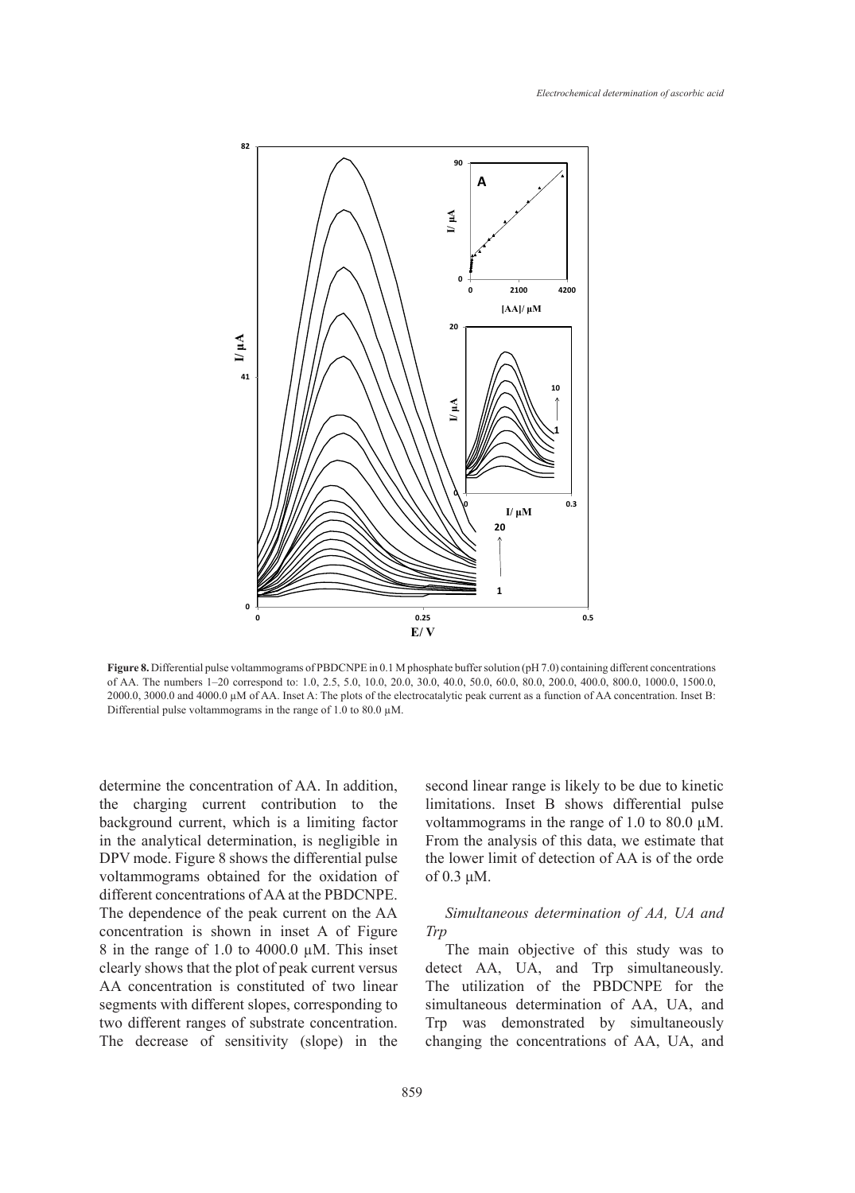**Figure 8.** Differential pulse voltammograms of PBDCNPE in 0.1 M phosphate buffer solution (pH 7.0) containing different concentrations of AA. The numbers 1–20 correspond to: 1.0, 2.5, 5.0, 10.0, 20.0, 30.0, 40.0, 50.0, 60.0, 80.0, 200.0, 400.0, 800.0, 1000.0, 1500.0, 2000.0, 3000.0 and 4000.0 µM of AA. Inset A: The plots of the electrocatalytic peak current as a function of AA concentration. Inset B: Differential pulse voltammograms in the range of 1.0 to 80.0 µM.

determine the concentration of AA. In addition, the charging current contribution to the background current, which is a limiting factor in the analytical determination, is negligible in DPV mode. Figure 8 shows the differential pulse voltammograms obtained for the oxidation of different concentrations of AA at the PBDCNPE. The dependence of the peak current on the AA concentration is shown in inset A of Figure 8 in the range of 1.0 to 4000.0 µM. This inset clearly shows that the plot of peak current versus AA concentration is constituted of two linear segments with different slopes, corresponding to two different ranges of substrate concentration. The decrease of sensitivity (slope) in the second linear range is likely to be due to kinetic limitations. Inset B shows differential pulse voltammograms in the range of 1.0 to 80.0 µM. From the analysis of this data, we estimate that the lower limit of detection of AA is of the orde of 0.3 µM.

### *Simultaneous determination of AA, UA and Trp*

The main objective of this study was to detect AA, UA, and Trp simultaneously. The utilization of the PBDCNPE for the simultaneous determination of AA, UA, and Trp was demonstrated by simultaneously changing the concentrations of AA, UA, and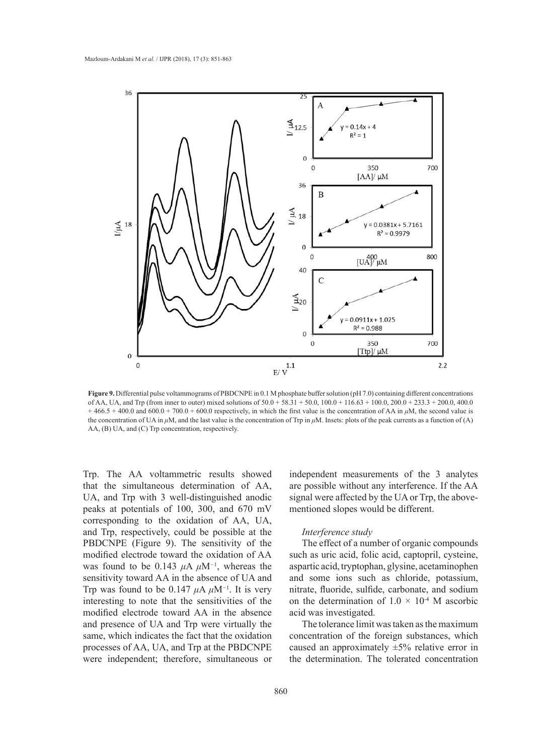**Figure 9.** Differential pulse voltammograms of PBDCNPE in 0.1 M phosphate buffer solution (pH 7.0) containing different concentrations of AA, UA, and Trp (from inner to outer) mixed solutions of 50.0 + 58.31 + 50.0, 100.0 + 116.63 + 100.0, 200.0 + 233.3 + 200.0, 400.0 + 466.5 + 400.0 and 600.0 + 700.0 + 600.0 respectively, in which the first value is the concentration of AA in $\mu$M, the second value is the concentration of UA in $\mu$M, and the last value is the concentration of Trp in $\mu$M. Insets: plots of the peak currents as a function of (A) AA, (B) UA, and (C) Trp concentration, respectively.

Trp. The AA voltammetric results showed that the simultaneous determination of AA, UA, and Trp with 3 well-distinguished anodic peaks at potentials of 100, 300, and 670 mV corresponding to the oxidation of AA, UA, and Trp, respectively, could be possible at the PBDCNPE (Figure 9). The sensitivity of the modified electrode toward the oxidation of AA was found to be 0.143 $\mu$A $\mu$M$^{-1}$, whereas the sensitivity toward AA in the absence of UA and Trp was found to be 0.147 $\mu$A $\mu$M$^{-1}$. It is very interesting to note that the sensitivities of the modified electrode toward AA in the absence and presence of UA and Trp were virtually the same, which indicates the fact that the oxidation processes of AA, UA, and Trp at the PBDCNPE were independent; therefore, simultaneous or independent measurements of the 3 analytes are possible without any interference. If the AA signal were affected by the UA or Trp, the above-mentioned slopes would be different.

*Interference study*

The effect of a number of organic compounds such as uric acid, folic acid, captopril, cysteine, aspartic acid, tryptophan, glysine, acetaminophen and some ions such as chloride, potassium, nitrate, fluoride, sulfide, carbonate, and sodium on the determination of $1.0 \times 10^{-4}$ M ascorbic acid was investigated.

The tolerance limit was taken as the maximum concentration of the foreign substances, which caused an approximately ±5% relative error in the determination. The tolerated concentration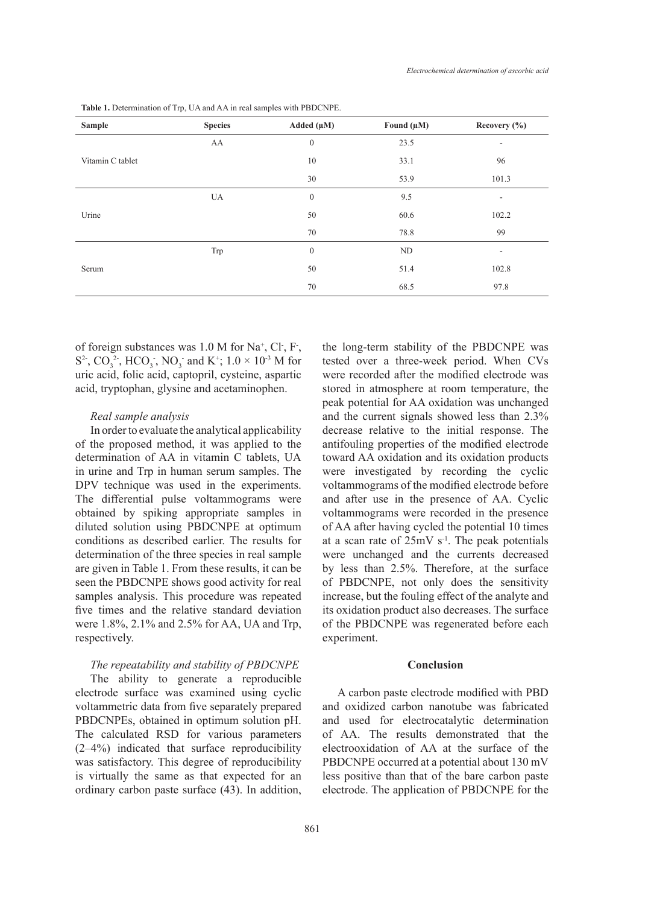**Table 1.** Determination of Trp, UA and AA in real samples with PBDCNPE.

| Sample | Species | Added (μM) | Found (μM) | Recovery (%) |
|---|---|---|---|---|
| Vitamin C tablet | AA | 0 | 23.5 | - |
| | | 10 | 33.1 | 96 |
| | | 30 | 53.9 | 101.3 |
| Urine | UA | 0 | 9.5 | - |
| | | 50 | 60.6 | 102.2 |
| | | 70 | 78.8 | 99 |
| Serum | Trp | 0 | ND | - |
| | | 50 | 51.4 | 102.8 |
| | | 70 | 68.5 | 97.8 |

of foreign substances was 1.0 M for $Na^+$, $Cl^-$, $F^-$, $S^{2-}$, $CO_3^{2-}$, $HCO_3^-$, $NO_3^-$ and $K^+$; $1.0 \times 10^{-3}$ M for uric acid, folic acid, captopril, cysteine, aspartic acid, tryptophan, glysine and acetaminophen.

*Real sample analysis*

In order to evaluate the analytical applicability of the proposed method, it was applied to the determination of AA in vitamin C tablets, UA in urine and Trp in human serum samples. The DPV technique was used in the experiments. The differential pulse voltammograms were obtained by spiking appropriate samples in diluted solution using PBDCNPE at optimum conditions as described earlier. The results for determination of the three species in real sample are given in Table 1. From these results, it can be seen the PBDCNPE shows good activity for real samples analysis. This procedure was repeated five times and the relative standard deviation were 1.8%, 2.1% and 2.5% for AA, UA and Trp, respectively.

*The repeatability and stability of PBDCNPE*

The ability to generate a reproducible electrode surface was examined using cyclic voltammetric data from five separately prepared PBDCNPEs, obtained in optimum solution pH. The calculated RSD for various parameters (2–4%) indicated that surface reproducibility was satisfactory. This degree of reproducibility is virtually the same as that expected for an ordinary carbon paste surface (43). In addition, the long-term stability of the PBDCNPE was tested over a three-week period. When CVs were recorded after the modified electrode was stored in atmosphere at room temperature, the peak potential for AA oxidation was unchanged and the current signals showed less than 2.3% decrease relative to the initial response. The antifouling properties of the modified electrode toward AA oxidation and its oxidation products were investigated by recording the cyclic voltammograms of the modified electrode before and after use in the presence of AA. Cyclic voltammograms were recorded in the presence of AA after having cycled the potential 10 times at a scan rate of 25mV $s^{-1}$. The peak potentials were unchanged and the currents decreased by less than 2.5%. Therefore, at the surface of PBDCNPE, not only does the sensitivity increase, but the fouling effect of the analyte and its oxidation product also decreases. The surface of the PBDCNPE was regenerated before each experiment.

## Conclusion

A carbon paste electrode modified with PBD and oxidized carbon nanotube was fabricated and used for electrocatalytic determination of AA. The results demonstrated that the electrooxidation of AA at the surface of the PBDCNPE occurred at a potential about 130 mV less positive than that of the bare carbon paste electrode. The application of PBDCNPE for the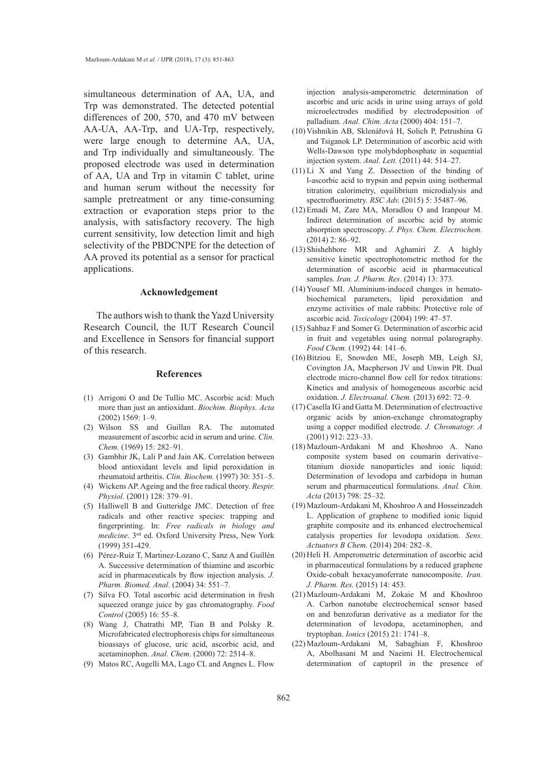simultaneous determination of AA, UA, and Trp was demonstrated. The detected potential differences of 200, 570, and 470 mV between AA-UA, AA-Trp, and UA-Trp, respectively, were large enough to determine AA, UA, and Trp individually and simultaneously. The proposed electrode was used in determination of AA, UA and Trp in vitamin C tablet, urine and human serum without the necessity for sample pretreatment or any time-consuming extraction or evaporation steps prior to the analysis, with satisfactory recovery. The high current sensitivity, low detection limit and high selectivity of the PBDCNPE for the detection of AA proved its potential as a sensor for practical applications.

## Acknowledgement

The authors wish to thank the Yazd University Research Council, the IUT Research Council and Excellence in Sensors for financial support of this research.

## References

(1) Arrigoni O and De Tullio MC. Ascorbic acid: Much more than just an antioxidant. *Biochim. Biophys. Acta* (2002) 1569: 1–9.

(2) Wilson SS and Guillan RA. The automated measurement of ascorbic acid in serum and urine. *Clin. Chem.* (1969) 15: 282–91.

(3) Gambhir JK, Lali P and Jain AK. Correlation between blood antioxidant levels and lipid peroxidation in rheumatoid arthritis. *Clin. Biochem.* (1997) 30: 351–5.

(4) Wickens AP. Ageing and the free radical theory. *Respir. Physiol.* (2001) 128: 379–91.

(5) Halliwell B and Gutteridge JMC. Detection of free radicals and other reactive species: trapping and fingerprinting. In: *Free radicals in biology and medicine*. 3rd ed. Oxford University Press, New York (1999) 351-429.

(6) Pérez-Ruiz T, Martínez-Lozano C, Sanz A and Guillén A. Successive determination of thiamine and ascorbic acid in pharmaceuticals by flow injection analysis. *J. Pharm. Biomed. Anal.* (2004) 34: 551–7.

(7) Silva FO. Total ascorbic acid determination in fresh squeezed orange juice by gas chromatography. *Food Control* (2005) 16: 55–8.

(8) Wang J, Chatrathi MP, Tian B and Polsky R. Microfabricated electrophoresis chips for simultaneous bioassays of glucose, uric acid, ascorbic acid, and acetaminophen. *Anal. Chem*. (2000) 72: 2514–8.

(9) Matos RC, Augelli MA, Lago CL and Angnes L. Flow injection analysis-amperometric determination of ascorbic and uric acids in urine using arrays of gold microelectrodes modified by electrodeposition of palladium. *Anal. Chim. Acta* (2000) 404: 151–7.

(10) Vishnikin AB, Sklenářová H, Solich P, Petrushina G and Tsiganok LP. Determination of ascorbic acid with Wells-Dawson type molybdophosphate in sequential injection system. *Anal. Lett.* (2011) 44: 514–27.

(11) Li X and Yang Z. Dissection of the binding of l-ascorbic acid to trypsin and pepsin using isothermal titration calorimetry, equilibrium microdialysis and spectrofluorimetry. *RSC Adv.* (2015) 5: 35487–96.

(12) Emadi M, Zare MA, Moradlou O and Iranpour M. Indirect determination of ascorbic acid by atomic absorption spectroscopy. *J. Phys. Chem. Electrochem.* (2014) 2: 86–92.

(13) Shishehbore MR and Aghamiri Z. A highly sensitive kinetic spectrophotometric method for the determination of ascorbic acid in pharmaceutical samples. *Iran. J. Pharm. Res*. (2014) 13: 373.

(14) Yousef MI. Aluminium-induced changes in hemato-biochemical parameters, lipid peroxidation and enzyme activities of male rabbits: Protective role of ascorbic acid. *Toxicology* (2004) 199: 47–57.

(15) Sahbaz F and Somer G. Determination of ascorbic acid in fruit and vegetables using normal polarography. *Food Chem.* (1992) 44: 141–6.

(16) Bitziou E, Snowden ME, Joseph MB, Leigh SJ, Covington JA, Macpherson JV and Unwin PR. Dual electrode micro-channel flow cell for redox titrations: Kinetics and analysis of homogeneous ascorbic acid oxidation. *J. Electroanal. Chem.* (2013) 692: 72–9.

(17) Casella IG and Gatta M. Determination of electroactive organic acids by anion-exchange chromatography using a copper modified electrode. *J. Chromatogr. A* (2001) 912: 223–33.

(18) Mazloum-Ardakani M and Khoshroo A. Nano composite system based on coumarin derivative–titanium dioxide nanoparticles and ionic liquid: Determination of levodopa and carbidopa in human serum and pharmaceutical formulations. *Anal. Chim. Acta* (2013) 798: 25–32.

(19) Mazloum-Ardakani M, Khoshroo A and Hosseinzadeh L. Application of graphene to modified ionic liquid graphite composite and its enhanced electrochemical catalysis properties for levodopa oxidation. *Sens. Actuators B Chem.* (2014) 204: 282–8.

(20) Heli H. Amperometric determination of ascorbic acid in pharmaceutical formulations by a reduced graphene Oxide-cobalt hexacyanoferrate nanocomposite. *Iran. J. Pharm. Res.* (2015) 14: 453.

(21) Mazloum-Ardakani M, Zokaie M and Khoshroo A. Carbon nanotube electrochemical sensor based on and benzofuran derivative as a mediator for the determination of levodopa, acetaminophen, and tryptophan. *Ionics* (2015) 21: 1741–8.

(22) Mazloum-Ardakani M, Sabaghian F, Khoshroo A, Abolhasani M and Naeimi H. Electrochemical determination of captopril in the presence of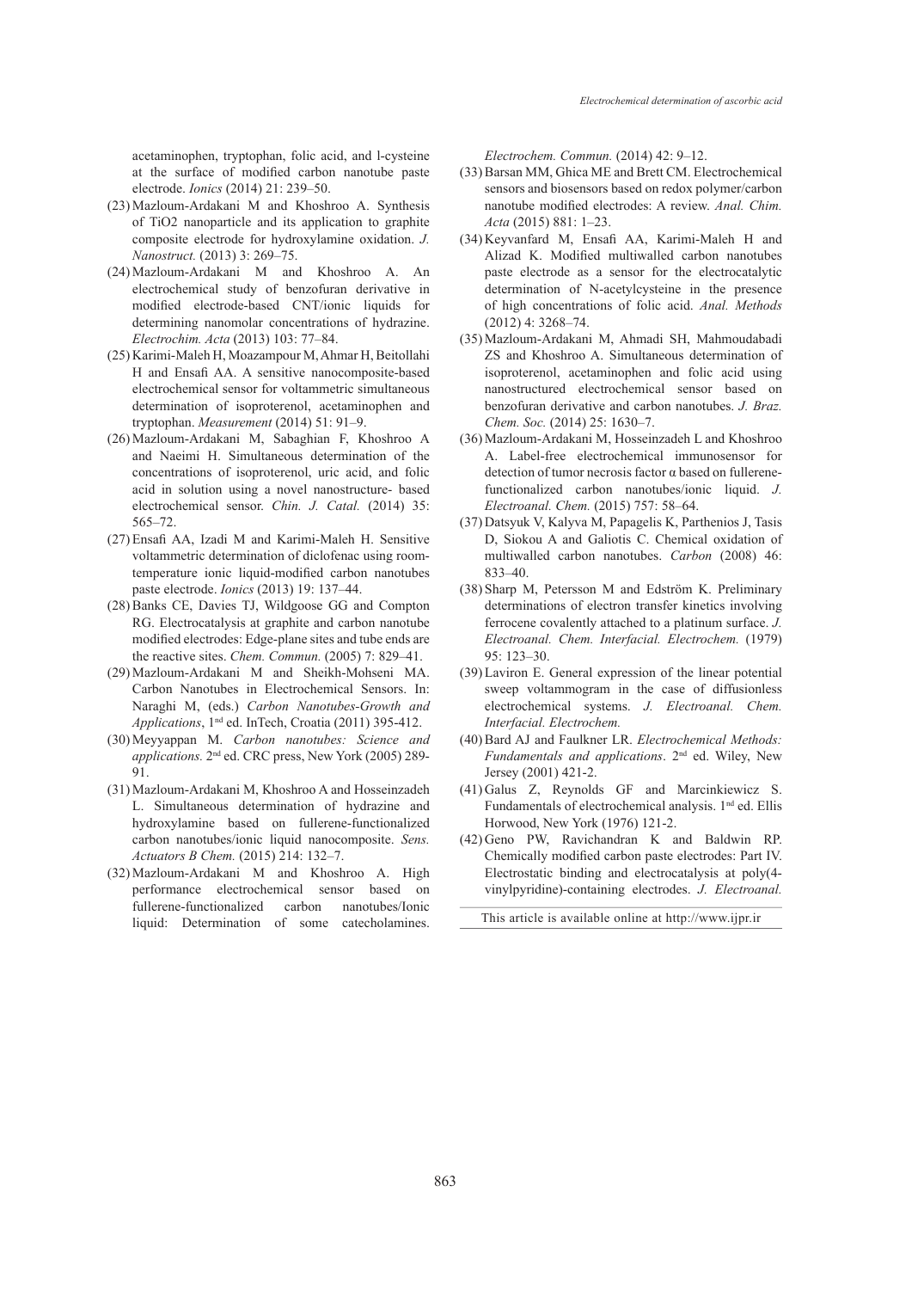acetaminophen, tryptophan, folic acid, and l-cysteine at the surface of modified carbon nanotube paste electrode. *Ionics* (2014) 21: 239–50.

(23) Mazloum-Ardakani M and Khoshroo A. Synthesis of TiO2 nanoparticle and its application to graphite composite electrode for hydroxylamine oxidation. *J. Nanostruct.* (2013) 3: 269–75.

(24) Mazloum-Ardakani M and Khoshroo A. An electrochemical study of benzofuran derivative in modified electrode-based CNT/ionic liquids for determining nanomolar concentrations of hydrazine. *Electrochim. Acta* (2013) 103: 77–84.

(25) Karimi-Maleh H, Moazampour M, Ahmar H, Beitollahi H and Ensafi AA. A sensitive nanocomposite-based electrochemical sensor for voltammetric simultaneous determination of isoproterenol, acetaminophen and tryptophan. *Measurement* (2014) 51: 91–9.

(26) Mazloum-Ardakani M, Sabaghian F, Khoshroo A and Naeimi H. Simultaneous determination of the concentrations of isoproterenol, uric acid, and folic acid in solution using a novel nanostructure- based electrochemical sensor. *Chin. J. Catal.* (2014) 35: 565–72.

(27) Ensafi AA, Izadi M and Karimi-Maleh H. Sensitive voltammetric determination of diclofenac using room-temperature ionic liquid-modified carbon nanotubes paste electrode. *Ionics* (2013) 19: 137–44.

(28) Banks CE, Davies TJ, Wildgoose GG and Compton RG. Electrocatalysis at graphite and carbon nanotube modified electrodes: Edge-plane sites and tube ends are the reactive sites. *Chem. Commun.* (2005) 7: 829–41.

(29) Mazloum-Ardakani M and Sheikh-Mohseni MA. Carbon Nanotubes in Electrochemical Sensors. In: Naraghi M, (eds.) *Carbon Nanotubes-Growth and Applications*, 1nd ed. InTech, Croatia (2011) 395-412.

(30) Meyyappan M. *Carbon nanotubes: Science and applications.* 2nd ed. CRC press, New York (2005) 289-91.

(31) Mazloum-Ardakani M, Khoshroo A and Hosseinzadeh L. Simultaneous determination of hydrazine and hydroxylamine based on fullerene-functionalized carbon nanotubes/ionic liquid nanocomposite. *Sens. Actuators B Chem.* (2015) 214: 132–7.

(32) Mazloum-Ardakani M and Khoshroo A. High performance electrochemical sensor based on fullerene-functionalized carbon nanotubes/Ionic liquid: Determination of some catecholamines. *Electrochem. Commun.* (2014) 42: 9–12.

(33) Barsan MM, Ghica ME and Brett CM. Electrochemical sensors and biosensors based on redox polymer/carbon nanotube modified electrodes: A review. *Anal. Chim. Acta* (2015) 881: 1–23.

(34) Keyvanfard M, Ensafi AA, Karimi-Maleh H and Alizad K. Modified multiwalled carbon nanotubes paste electrode as a sensor for the electrocatalytic determination of N-acetylcysteine in the presence of high concentrations of folic acid. *Anal. Methods* (2012) 4: 3268–74.

(35) Mazloum-Ardakani M, Ahmadi SH, Mahmoudabadi ZS and Khoshroo A. Simultaneous determination of isoproterenol, acetaminophen and folic acid using nanostructured electrochemical sensor based on benzofuran derivative and carbon nanotubes. *J. Braz. Chem. Soc.* (2014) 25: 1630–7.

(36) Mazloum-Ardakani M, Hosseinzadeh L and Khoshroo A. Label-free electrochemical immunosensor for detection of tumor necrosis factor α based on fullerene-functionalized carbon nanotubes/ionic liquid. *J. Electroanal. Chem.* (2015) 757: 58–64.

(37) Datsyuk V, Kalyva M, Papagelis K, Parthenios J, Tasis D, Siokou A and Galiotis C. Chemical oxidation of multiwalled carbon nanotubes. *Carbon* (2008) 46: 833–40.

(38) Sharp M, Petersson M and Edström K. Preliminary determinations of electron transfer kinetics involving ferrocene covalently attached to a platinum surface. *J. Electroanal. Chem. Interfacial. Electrochem.* (1979) 95: 123–30.

(39) Laviron E. General expression of the linear potential sweep voltammogram in the case of diffusionless electrochemical systems. *J. Electroanal. Chem. Interfacial. Electrochem.*

(40) Bard AJ and Faulkner LR. *Electrochemical Methods: Fundamentals and applications*. 2nd ed. Wiley, New Jersey (2001) 421-2.

(41) Galus Z, Reynolds GF and Marcinkiewicz S. Fundamentals of electrochemical analysis. 1nd ed. Ellis Horwood, New York (1976) 121-2.

(42) Geno PW, Ravichandran K and Baldwin RP. Chemically modified carbon paste electrodes: Part IV. Electrostatic binding and electrocatalysis at poly(4-vinylpyridine)-containing electrodes. *J. Electroanal.*

This article is available online at http://www.ijpr.ir